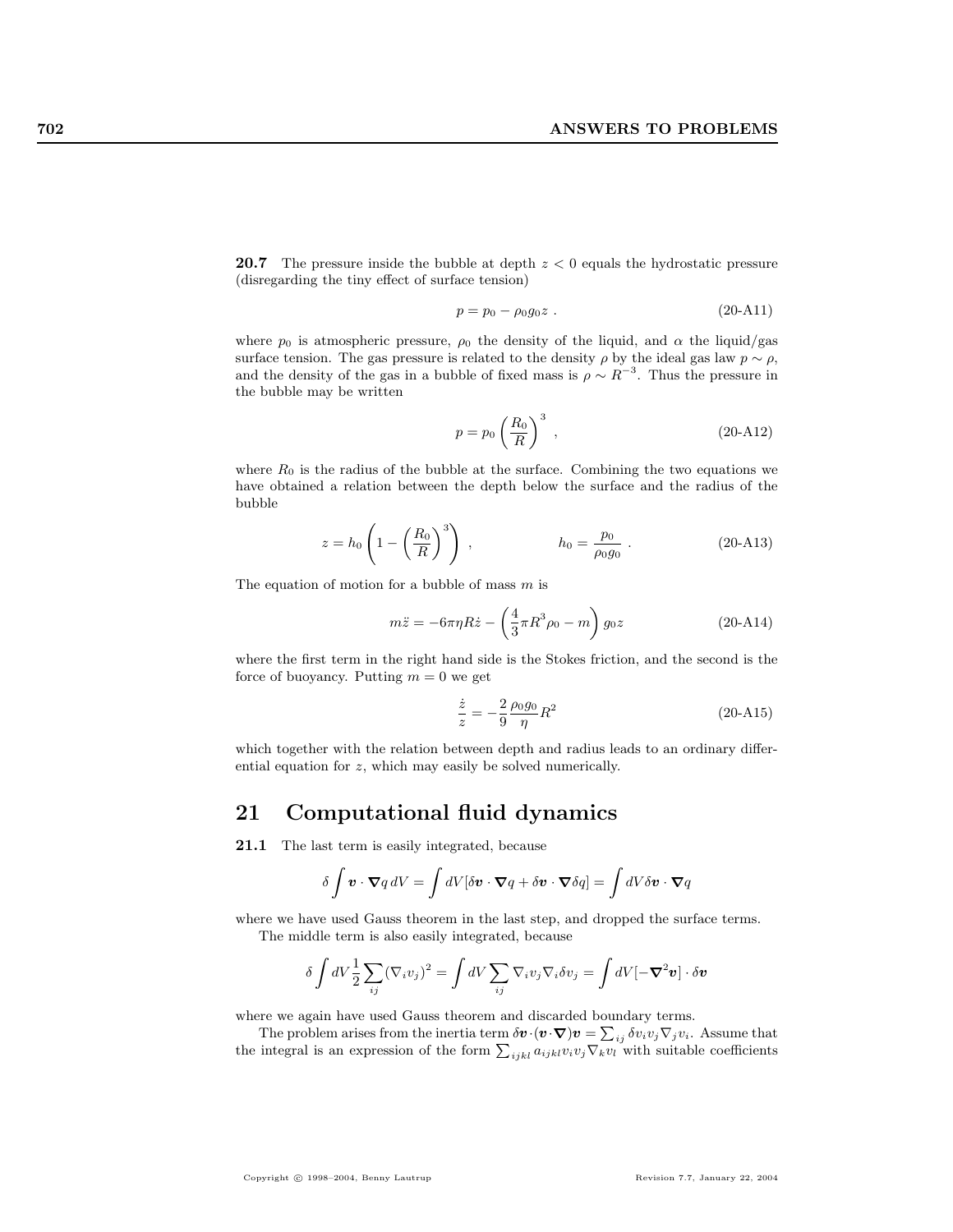**20.7** The pressure inside the bubble at depth $z < 0$ equals the hydrostatic pressure (disregarding the tiny effect of surface tension)

$$p = p_0 - \rho_0 g_0 z \; . \tag{20-A11}$$

where $p_0$ is atmospheric pressure, $\rho_0$ the density of the liquid, and $\alpha$ the liquid/gas surface tension. The gas pressure is related to the density $\rho$ by the ideal gas law $p \sim \rho$, and the density of the gas in a bubble of fixed mass is $\rho \sim R^{-3}$. Thus the pressure in the bubble may be written

$$p = p_0 \left(\frac{R_0}{R}\right)^3 \; , \tag{20-A12}$$

where $R_0$ is the radius of the bubble at the surface. Combining the two equations we have obtained a relation between the depth below the surface and the radius of the bubble

$$z = h_0 \left(1 - \left(\frac{R_0}{R}\right)^3\right) \; , \qquad\qquad h_0 = \frac{p_0}{\rho_0 g_0} \; . \tag{20-A13}$$

The equation of motion for a bubble of mass $m$ is

$$m\ddot{z} = -6\pi\eta R\dot{z} - \left(\frac{4}{3}\pi R^3 \rho_0 - m\right) g_0 z \tag{20-A14}$$

where the first term in the right hand side is the Stokes friction, and the second is the force of buoyancy. Putting $m = 0$ we get

$$\frac{\dot{z}}{z} = -\frac{2}{9}\frac{\rho_0 g_0}{\eta} R^2 \tag{20-A15}$$

which together with the relation between depth and radius leads to an ordinary differential equation for $z$, which may easily be solved numerically.

## 21 Computational fluid dynamics

**21.1** The last term is easily integrated, because

$$\delta \int \boldsymbol{v} \cdot \boldsymbol{\nabla} q \, dV = \int dV [\delta \boldsymbol{v} \cdot \boldsymbol{\nabla} q + \delta \boldsymbol{v} \cdot \boldsymbol{\nabla} \delta q] = \int dV \delta \boldsymbol{v} \cdot \boldsymbol{\nabla} q$$

where we have used Gauss theorem in the last step, and dropped the surface terms.

The middle term is also easily integrated, because

$$\delta \int dV \frac{1}{2} \sum_{ij} (\nabla_i v_j)^2 = \int dV \sum_{ij} \nabla_i v_j \nabla_i \delta v_j = \int dV [-\boldsymbol{\nabla}^2 \boldsymbol{v}] \cdot \delta \boldsymbol{v}$$

where we again have used Gauss theorem and discarded boundary terms.

The problem arises from the inertia term $\delta \boldsymbol{v} \cdot (\boldsymbol{v} \cdot \boldsymbol{\nabla}) \boldsymbol{v} = \sum_{ij} \delta v_i v_j \nabla_j v_i$. Assume that the integral is an expression of the form $\sum_{ijkl} a_{ijkl} v_i v_j \nabla_k v_l$ with suitable coefficients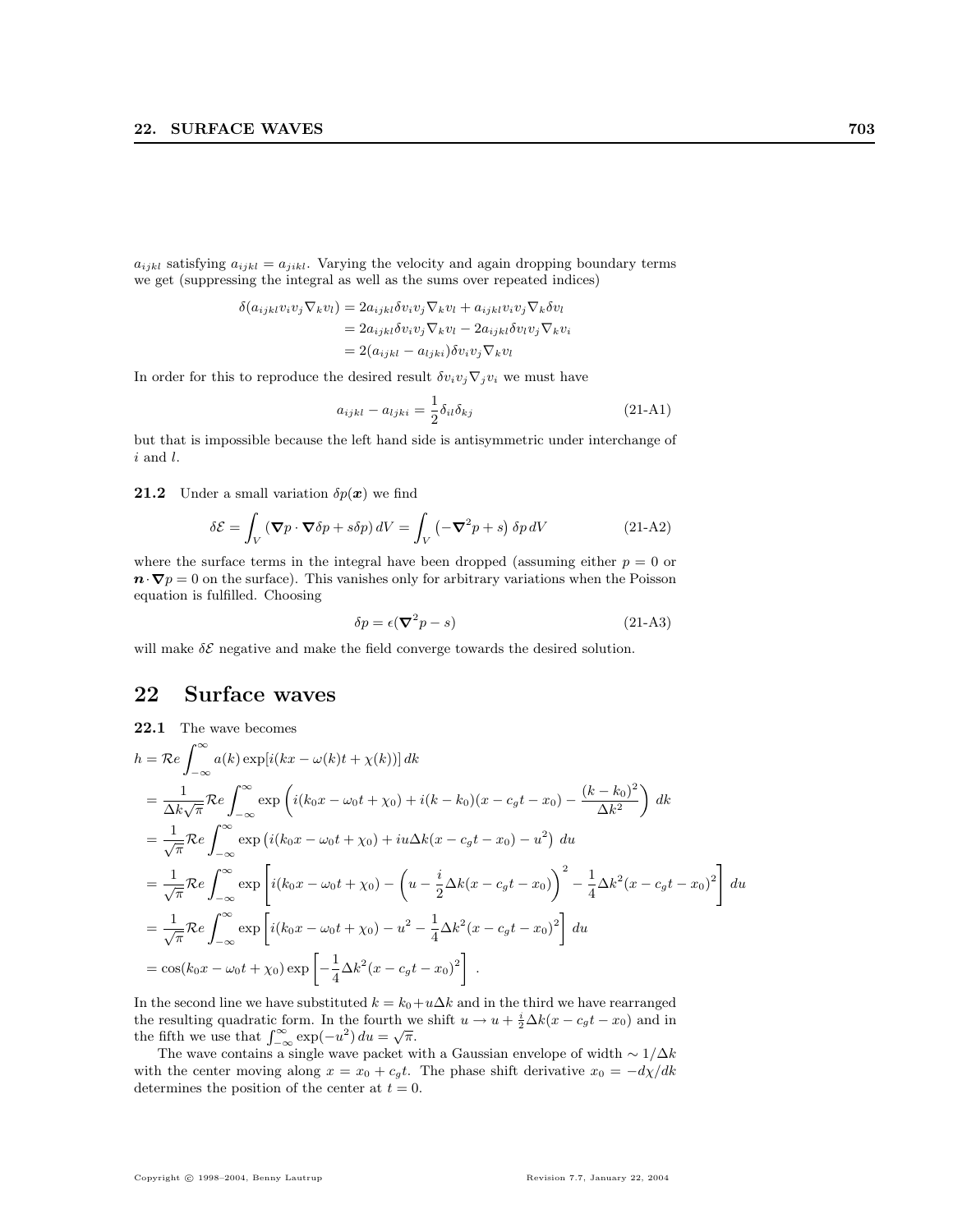$a_{ijkl}$ satisfying $a_{ijkl} = a_{jikl}$. Varying the velocity and again dropping boundary terms we get (suppressing the integral as well as the sums over repeated indices)

$$
\begin{aligned}
\delta(a_{ijkl} v_i v_j \nabla_k v_l) &= 2 a_{ijkl} \delta v_i v_j \nabla_k v_l + a_{ijkl} v_i v_j \nabla_k \delta v_l \\
&= 2 a_{ijkl} \delta v_i v_j \nabla_k v_l - 2 a_{ijkl} \delta v_l v_j \nabla_k v_i \\
&= 2 (a_{ijkl} - a_{ljki}) \delta v_i v_j \nabla_k v_l
\end{aligned}
$$

In order for this to reproduce the desired result $\delta v_i v_j \nabla_j v_i$ we must have

$$
a_{ijkl} - a_{ljki} = \frac{1}{2} \delta_{il} \delta_{kj} \tag{21-A1}
$$

but that is impossible because the left hand side is antisymmetric under interchange of $i$ and $l$.

**21.2** Under a small variation $\delta p(\boldsymbol{x})$ we find

$$
\delta \mathcal{E} = \int_V \left( \boldsymbol{\nabla} p \cdot \boldsymbol{\nabla} \delta p + s \delta p \right) dV = \int_V \left( -\boldsymbol{\nabla}^2 p + s \right) \delta p \, dV \tag{21-A2}
$$

where the surface terms in the integral have been dropped (assuming either $p = 0$ or $\boldsymbol{n} \cdot \boldsymbol{\nabla} p = 0$ on the surface). This vanishes only for arbitrary variations when the Poisson equation is fulfilled. Choosing

$$
\delta p = \epsilon (\boldsymbol{\nabla}^2 p - s) \tag{21-A3}
$$

will make $\delta \mathcal{E}$ negative and make the field converge towards the desired solution.

# 22 Surface waves

**22.1** The wave becomes

$$
\begin{aligned}
h &= \mathcal{R}e \int_{-\infty}^{\infty} a(k) \exp[i(kx - \omega(k)t + \chi(k))] \, dk \\
&= \frac{1}{\Delta k \sqrt{\pi}} \mathcal{R}e \int_{-\infty}^{\infty} \exp\left( i(k_0 x - \omega_0 t + \chi_0) + i(k - k_0)(x - c_g t - x_0) - \frac{(k - k_0)^2}{\Delta k^2} \right) dk \\
&= \frac{1}{\sqrt{\pi}} \mathcal{R}e \int_{-\infty}^{\infty} \exp\left( i(k_0 x - \omega_0 t + \chi_0) + i u \Delta k (x - c_g t - x_0) - u^2 \right) du \\
&= \frac{1}{\sqrt{\pi}} \mathcal{R}e \int_{-\infty}^{\infty} \exp\left[ i(k_0 x - \omega_0 t + \chi_0) - \left( u - \frac{i}{2} \Delta k (x - c_g t - x_0) \right)^2 - \frac{1}{4} \Delta k^2 (x - c_g t - x_0)^2 \right] du \\
&= \frac{1}{\sqrt{\pi}} \mathcal{R}e \int_{-\infty}^{\infty} \exp\left[ i(k_0 x - \omega_0 t + \chi_0) - u^2 - \frac{1}{4} \Delta k^2 (x - c_g t - x_0)^2 \right] du \\
&= \cos(k_0 x - \omega_0 t + \chi_0) \exp\left[ -\frac{1}{4} \Delta k^2 (x - c_g t - x_0)^2 \right] .
\end{aligned}
$$

In the second line we have substituted $k = k_0 + u \Delta k$ and in the third we have rearranged the resulting quadratic form. In the fourth we shift $u \to u + \frac{i}{2} \Delta k (x - c_g t - x_0)$ and in the fifth we use that $\int_{-\infty}^{\infty} \exp(-u^2) \, du = \sqrt{\pi}$.

The wave contains a single wave packet with a Gaussian envelope of width $\sim 1/\Delta k$ with the center moving along $x = x_0 + c_g t$. The phase shift derivative $x_0 = -d\chi/dk$ determines the position of the center at $t = 0$.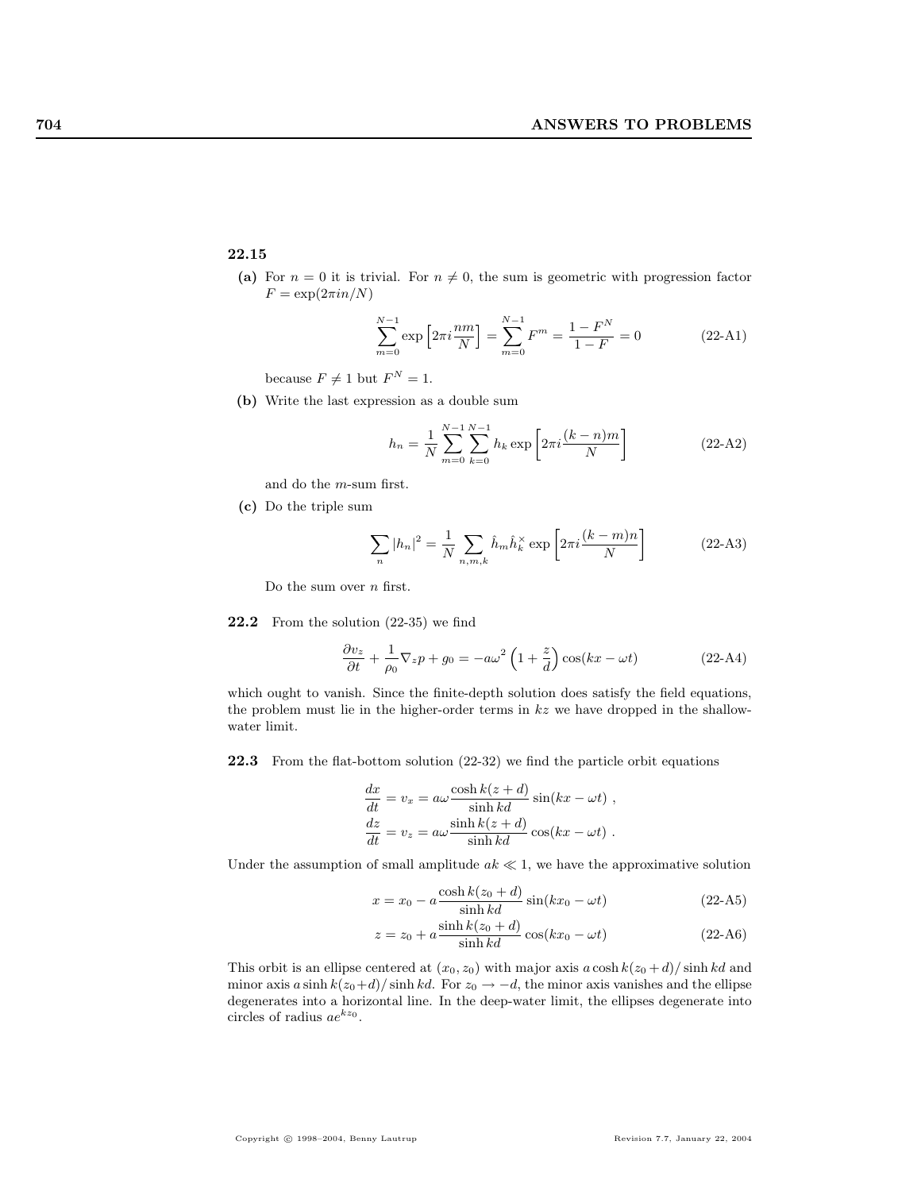**22.15**

**(a)** For $n = 0$ it is trivial. For $n \neq 0$, the sum is geometric with progression factor $F = \exp(2\pi i n/N)$

$$\sum_{m=0}^{N-1} \exp\left[2\pi i \frac{nm}{N}\right] = \sum_{m=0}^{N-1} F^m = \frac{1 - F^N}{1 - F} = 0 \tag{22-A1}$$

because $F \neq 1$ but $F^N = 1$.

**(b)** Write the last expression as a double sum

$$h_n = \frac{1}{N} \sum_{m=0}^{N-1} \sum_{k=0}^{N-1} h_k \exp\left[2\pi i \frac{(k-n)m}{N}\right] \tag{22-A2}$$

and do the $m$-sum first.

**(c)** Do the triple sum

$$\sum_n |h_n|^2 = \frac{1}{N} \sum_{n,m,k} \hat{h}_m \hat{h}_k^\times \exp\left[2\pi i \frac{(k-m)n}{N}\right] \tag{22-A3}$$

Do the sum over $n$ first.

**22.2** From the solution (22-35) we find

$$\frac{\partial v_z}{\partial t} + \frac{1}{\rho_0} \nabla_z p + g_0 = -a\omega^2 \left(1 + \frac{z}{d}\right) \cos(kx - \omega t) \tag{22-A4}$$

which ought to vanish. Since the finite-depth solution does satisfy the field equations, the problem must lie in the higher-order terms in $kz$ we have dropped in the shallow-water limit.

**22.3** From the flat-bottom solution (22-32) we find the particle orbit equations

$$\frac{dx}{dt} = v_x = a\omega \frac{\cosh k(z+d)}{\sinh kd} \sin(kx - \omega t) \ ,$$
$$\frac{dz}{dt} = v_z = a\omega \frac{\sinh k(z+d)}{\sinh kd} \cos(kx - \omega t) \ .$$

Under the assumption of small amplitude $ak \ll 1$, we have the approximative solution

$$x = x_0 - a \frac{\cosh k(z_0 + d)}{\sinh kd} \sin(kx_0 - \omega t) \tag{22-A5}$$

$$z = z_0 + a \frac{\sinh k(z_0 + d)}{\sinh kd} \cos(kx_0 - \omega t) \tag{22-A6}$$

This orbit is an ellipse centered at $(x_0, z_0)$ with major axis $a \cosh k(z_0 + d)/\sinh kd$ and minor axis $a \sinh k(z_0+d)/\sinh kd$. For $z_0 \to -d$, the minor axis vanishes and the ellipse degenerates into a horizontal line. In the deep-water limit, the ellipses degenerate into circles of radius $ae^{kz_0}$.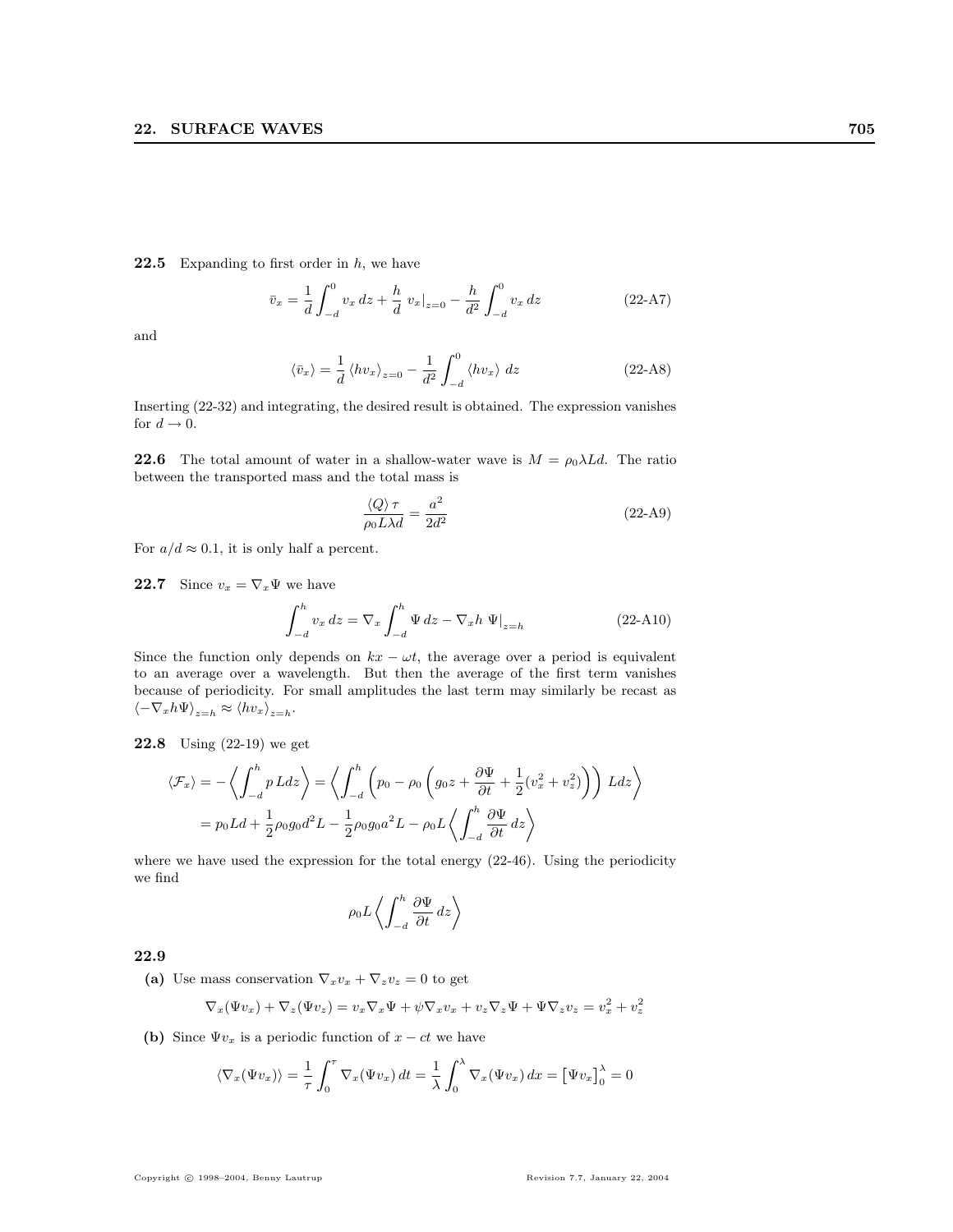**22.5** Expanding to first order in $h$, we have

$$\bar{v}_x = \frac{1}{d}\int_{-d}^{0} v_x\, dz + \frac{h}{d}\; v_x|_{z=0} - \frac{h}{d^2}\int_{-d}^{0} v_x\, dz \tag{22-A7}$$

and

$$\langle \bar{v}_x \rangle = \frac{1}{d}\left\langle h v_x \right\rangle_{z=0} - \frac{1}{d^2}\int_{-d}^{0} \left\langle h v_x \right\rangle\, dz \tag{22-A8}$$

Inserting (22-32) and integrating, the desired result is obtained. The expression vanishes for $d \to 0$.

**22.6** The total amount of water in a shallow-water wave is $M = \rho_0 \lambda L d$. The ratio between the transported mass and the total mass is

$$\frac{\langle Q \rangle \tau}{\rho_0 L \lambda d} = \frac{a^2}{2d^2} \tag{22-A9}$$

For $a/d \approx 0.1$, it is only half a percent.

**22.7** Since $v_x = \nabla_x \Psi$ we have

$$\int_{-d}^{h} v_x\, dz = \nabla_x \int_{-d}^{h} \Psi\, dz - \nabla_x h\; \Psi|_{z=h} \tag{22-A10}$$

Since the function only depends on $kx - \omega t$, the average over a period is equivalent to an average over a wavelength. But then the average of the first term vanishes because of periodicity. For small amplitudes the last term may similarly be recast as $\left\langle -\nabla_x h \Psi \right\rangle_{z=h} \approx \left\langle h v_x \right\rangle_{z=h}$.

**22.8** Using (22-19) we get

$$\begin{aligned}
\langle \mathcal{F}_x \rangle &= -\left\langle \int_{-d}^{h} p\, L dz \right\rangle = \left\langle \int_{-d}^{h} \left( p_0 - \rho_0 \left( g_0 z + \frac{\partial \Psi}{\partial t} + \frac{1}{2}(v_x^2 + v_z^2) \right) \right) L dz \right\rangle \\
&= p_0 L d + \frac{1}{2}\rho_0 g_0 d^2 L - \frac{1}{2}\rho_0 g_0 a^2 L - \rho_0 L \left\langle \int_{-d}^{h} \frac{\partial \Psi}{\partial t}\, dz \right\rangle
\end{aligned}$$

where we have used the expression for the total energy (22-46). Using the periodicity we find

$$\rho_0 L \left\langle \int_{-d}^{h} \frac{\partial \Psi}{\partial t}\, dz \right\rangle$$

**22.9**

**(a)** Use mass conservation $\nabla_x v_x + \nabla_z v_z = 0$ to get

$$\nabla_x(\Psi v_x) + \nabla_z(\Psi v_z) = v_x \nabla_x \Psi + \psi \nabla_x v_x + v_z \nabla_z \Psi + \Psi \nabla_z v_z = v_x^2 + v_z^2$$

**(b)** Since $\Psi v_x$ is a periodic function of $x - ct$ we have

$$\langle \nabla_x (\Psi v_x) \rangle = \frac{1}{\tau}\int_0^{\tau} \nabla_x(\Psi v_x)\, dt = \frac{1}{\lambda}\int_0^{\lambda} \nabla_x(\Psi v_x)\, dx = \left[ \Psi v_x \right]_0^{\lambda} = 0$$